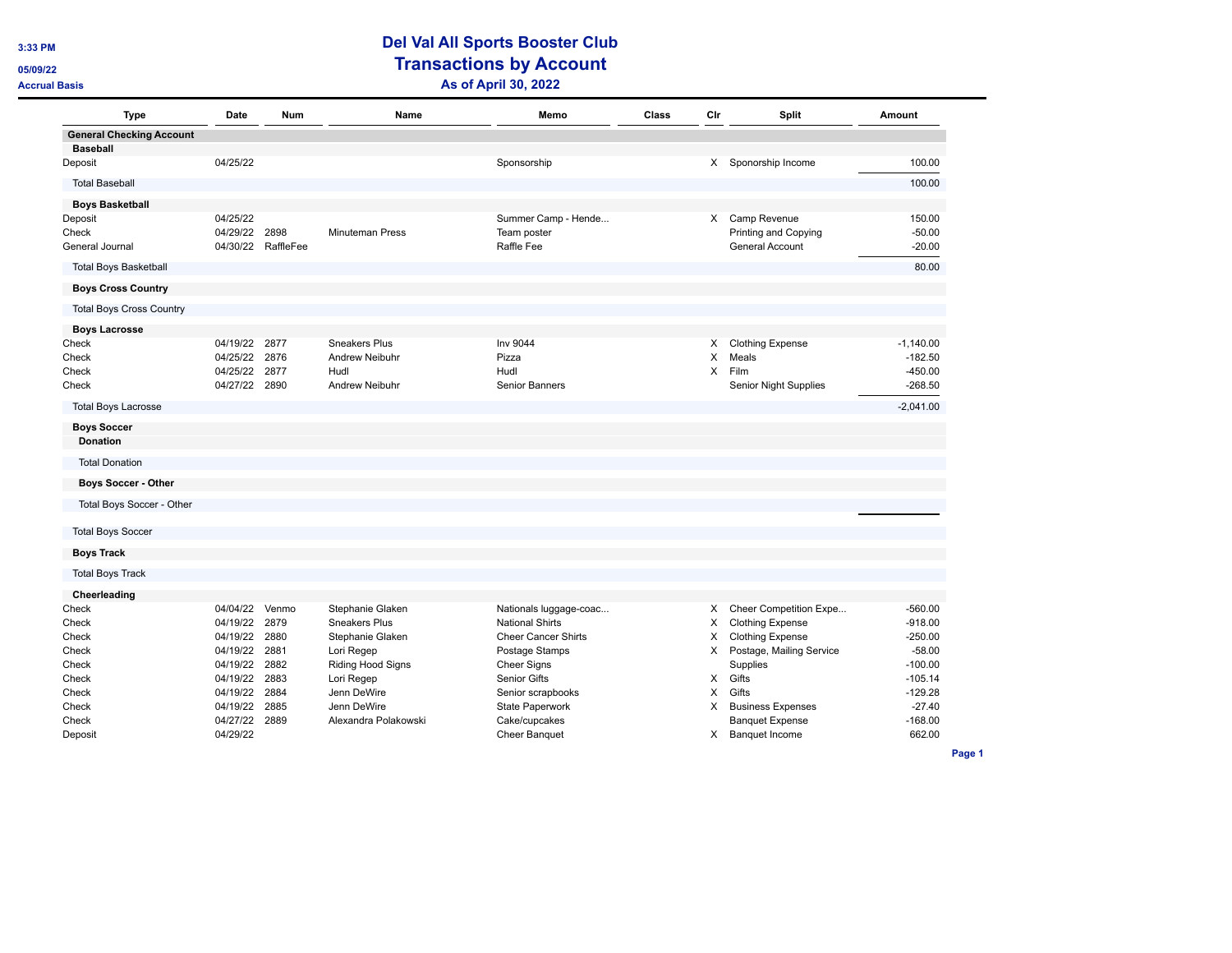3:33 PM

05/09/22

Accrual Basis

# Del Val All Sports Booster Club
## Transactions by Account
### As of April 30, 2022

| Type | Date | Num | Name | Memo | Class | Clr | Split | Amount |
|---|---|---|---|---|---|---|---|---|
| **General Checking Account** | | | | | | | | |
| **Baseball** | | | | | | | | |
| Deposit | 04/25/22 | | | Sponsorship | | X | Sponorship Income | 100.00 |
| Total Baseball | | | | | | | | 100.00 |
| **Boys Basketball** | | | | | | | | |
| Deposit | 04/25/22 | | | Summer Camp - Hende... | | X | Camp Revenue | 150.00 |
| Check | 04/29/22 | 2898 | Minuteman Press | Team poster | | | Printing and Copying | -50.00 |
| General Journal | 04/30/22 | RaffleFee | | Raffle Fee | | | General Account | -20.00 |
| Total Boys Basketball | | | | | | | | 80.00 |
| **Boys Cross Country** | | | | | | | | |
| Total Boys Cross Country | | | | | | | | |
| **Boys Lacrosse** | | | | | | | | |
| Check | 04/19/22 | 2877 | Sneakers Plus | Inv 9044 | | X | Clothing Expense | -1,140.00 |
| Check | 04/25/22 | 2876 | Andrew Neibuhr | Pizza | | X | Meals | -182.50 |
| Check | 04/25/22 | 2877 | Hudl | Hudl | | X | Film | -450.00 |
| Check | 04/27/22 | 2890 | Andrew Neibuhr | Senior Banners | | | Senior Night Supplies | -268.50 |
| Total Boys Lacrosse | | | | | | | | -2,041.00 |
| **Boys Soccer** | | | | | | | | |
| **Donation** | | | | | | | | |
| Total Donation | | | | | | | | |
| **Boys Soccer - Other** | | | | | | | | |
| Total Boys Soccer - Other | | | | | | | | |
| Total Boys Soccer | | | | | | | | |
| **Boys Track** | | | | | | | | |
| Total Boys Track | | | | | | | | |
| **Cheerleading** | | | | | | | | |
| Check | 04/04/22 | Venmo | Stephanie Glaken | Nationals luggage-coac... | | X | Cheer Competition Expe... | -560.00 |
| Check | 04/19/22 | 2879 | Sneakers Plus | National Shirts | | X | Clothing Expense | -918.00 |
| Check | 04/19/22 | 2880 | Stephanie Glaken | Cheer Cancer Shirts | | X | Clothing Expense | -250.00 |
| Check | 04/19/22 | 2881 | Lori Regep | Postage Stamps | | X | Postage, Mailing Service | -58.00 |
| Check | 04/19/22 | 2882 | Riding Hood Signs | Cheer Signs | | | Supplies | -100.00 |
| Check | 04/19/22 | 2883 | Lori Regep | Senior Gifts | | X | Gifts | -105.14 |
| Check | 04/19/22 | 2884 | Jenn DeWire | Senior scrapbooks | | X | Gifts | -129.28 |
| Check | 04/19/22 | 2885 | Jenn DeWire | State Paperwork | | X | Business Expenses | -27.40 |
| Check | 04/27/22 | 2889 | Alexandra Polakowski | Cake/cupcakes | | | Banquet Expense | -168.00 |
| Deposit | 04/29/22 | | | Cheer Banquet | | X | Banquet Income | 662.00 |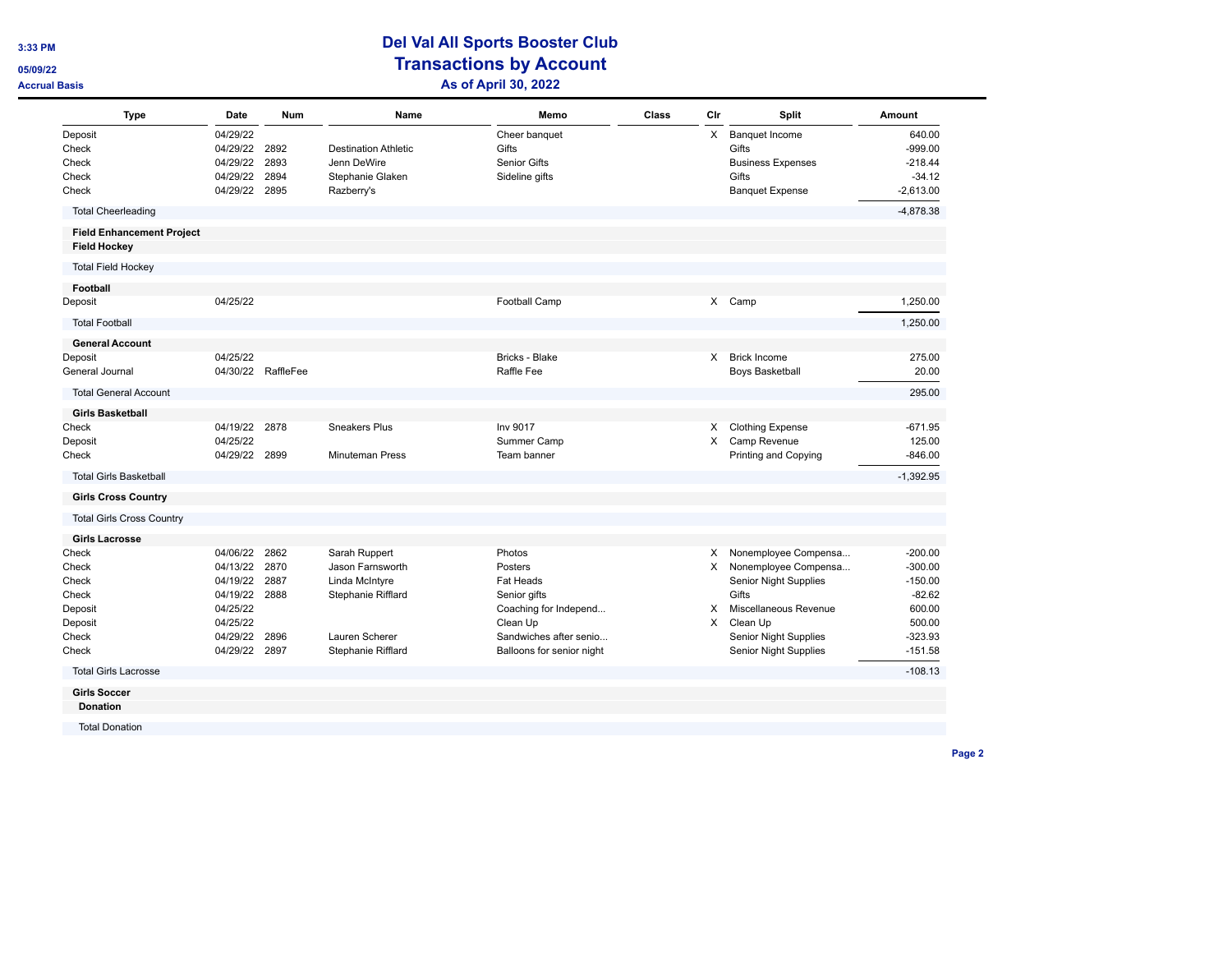# Del Val All Sports Booster Club

## Transactions by Account

### As of April 30, 2022

Accrual Basis

| Type | Date | Num | Name | Memo | Class | Clr | Split | Amount |
|---|---|---|---|---|---|---|---|---|
| Deposit | 04/29/22 | | | Cheer banquet | | X | Banquet Income | 640.00 |
| Check | 04/29/22 | 2892 | Destination Athletic | Gifts | | | Gifts | -999.00 |
| Check | 04/29/22 | 2893 | Jenn DeWire | Senior Gifts | | | Business Expenses | -218.44 |
| Check | 04/29/22 | 2894 | Stephanie Glaken | Sideline gifts | | | Gifts | -34.12 |
| Check | 04/29/22 | 2895 | Razberry's | | | | Banquet Expense | -2,613.00 |
| Total Cheerleading | | | | | | | | -4,878.38 |
| **Field Enhancement Project** | | | | | | | | |
| **Field Hockey** | | | | | | | | |
| Total Field Hockey | | | | | | | | |
| **Football** | | | | | | | | |
| Deposit | 04/25/22 | | | Football Camp | | X | Camp | 1,250.00 |
| Total Football | | | | | | | | 1,250.00 |
| **General Account** | | | | | | | | |
| Deposit | 04/25/22 | | | Bricks - Blake | | X | Brick Income | 275.00 |
| General Journal | 04/30/22 | RaffleFee | | Raffle Fee | | | Boys Basketball | 20.00 |
| Total General Account | | | | | | | | 295.00 |
| **Girls Basketball** | | | | | | | | |
| Check | 04/19/22 | 2878 | Sneakers Plus | Inv 9017 | | X | Clothing Expense | -671.95 |
| Deposit | 04/25/22 | | | Summer Camp | | X | Camp Revenue | 125.00 |
| Check | 04/29/22 | 2899 | Minuteman Press | Team banner | | | Printing and Copying | -846.00 |
| Total Girls Basketball | | | | | | | | -1,392.95 |
| **Girls Cross Country** | | | | | | | | |
| Total Girls Cross Country | | | | | | | | |
| **Girls Lacrosse** | | | | | | | | |
| Check | 04/06/22 | 2862 | Sarah Ruppert | Photos | | X | Nonemployee Compensa... | -200.00 |
| Check | 04/13/22 | 2870 | Jason Farnsworth | Posters | | X | Nonemployee Compensa... | -300.00 |
| Check | 04/19/22 | 2887 | Linda McIntyre | Fat Heads | | | Senior Night Supplies | -150.00 |
| Check | 04/19/22 | 2888 | Stephanie Rifflard | Senior gifts | | | Gifts | -82.62 |
| Deposit | 04/25/22 | | | Coaching for Independ... | | X | Miscellaneous Revenue | 600.00 |
| Deposit | 04/25/22 | | | Clean Up | | X | Clean Up | 500.00 |
| Check | 04/29/22 | 2896 | Lauren Scherer | Sandwiches after senio... | | | Senior Night Supplies | -323.93 |
| Check | 04/29/22 | 2897 | Stephanie Rifflard | Balloons for senior night | | | Senior Night Supplies | -151.58 |
| Total Girls Lacrosse | | | | | | | | -108.13 |
| **Girls Soccer** | | | | | | | | |
| **Donation** | | | | | | | | |
| Total Donation | | | | | | | | |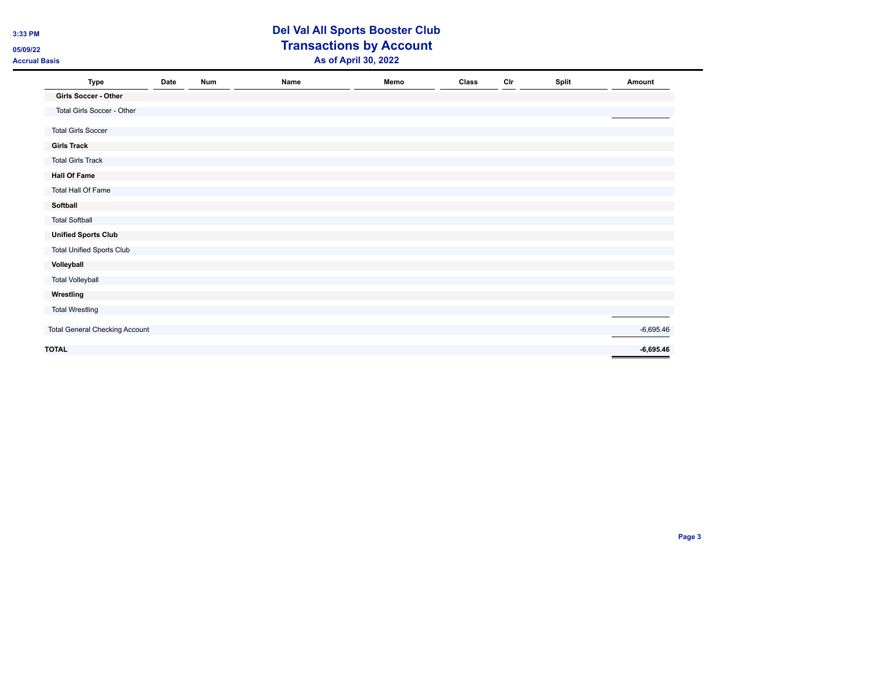# Del Val All Sports Booster Club
## Transactions by Account
### As of April 30, 2022

3:33 PM
05/09/22
Accrual Basis

| Type | Date | Num | Name | Memo | Class | Clr | Split | Amount |
|---|---|---|---|---|---|---|---|---|
| **Girls Soccer - Other** | | | | | | | | |
| Total Girls Soccer - Other | | | | | | | | |
| Total Girls Soccer | | | | | | | | |
| **Girls Track** | | | | | | | | |
| Total Girls Track | | | | | | | | |
| **Hall Of Fame** | | | | | | | | |
| Total Hall Of Fame | | | | | | | | |
| **Softball** | | | | | | | | |
| Total Softball | | | | | | | | |
| **Unified Sports Club** | | | | | | | | |
| Total Unified Sports Club | | | | | | | | |
| **Volleyball** | | | | | | | | |
| Total Volleyball | | | | | | | | |
| **Wrestling** | | | | | | | | |
| Total Wrestling | | | | | | | | |
| Total General Checking Account | | | | | | | | -6,695.46 |
| **TOTAL** | | | | | | | | **-6,695.46** |